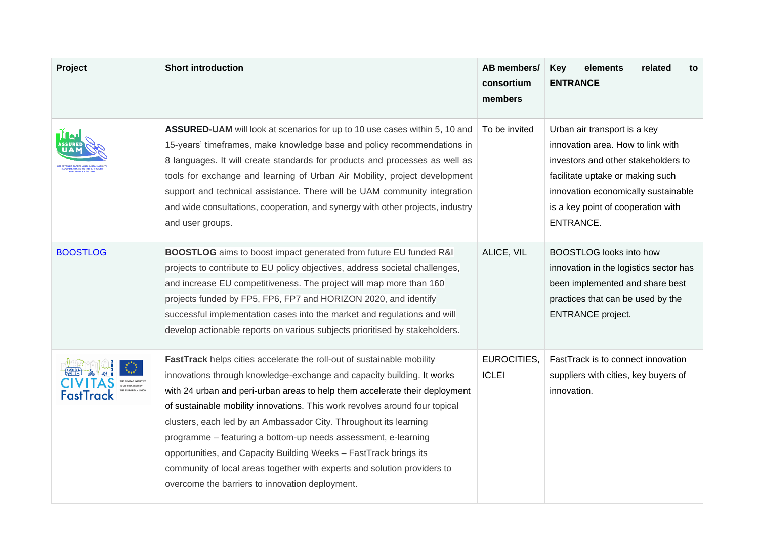| Project | Short introduction | AB members/ consortium members | Key elements related to ENTRANCE |
|---|---|---|---|
| | **ASSURED-UAM** will look at scenarios for up to 10 use cases within 5, 10 and 15-years' timeframes, make knowledge base and policy recommendations in 8 languages. It will create standards for products and processes as well as tools for exchange and learning of Urban Air Mobility, project development support and technical assistance. There will be UAM community integration and wide consultations, cooperation, and synergy with other projects, industry and user groups. | To be invited | Urban air transport is a key innovation area. How to link with investors and other stakeholders to facilitate uptake or making such innovation economically sustainable is a key point of cooperation with ENTRANCE. |
| BOOSTLOG | **BOOSTLOG** aims to boost impact generated from future EU funded R&I projects to contribute to EU policy objectives, address societal challenges, and increase EU competitiveness. The project will map more than 160 projects funded by FP5, FP6, FP7 and HORIZON 2020, and identify successful implementation cases into the market and regulations and will develop actionable reports on various subjects prioritised by stakeholders. | ALICE, VIL | BOOSTLOG looks into how innovation in the logistics sector has been implemented and share best practices that can be used by the ENTRANCE project. |
| | **FastTrack** helps cities accelerate the roll-out of sustainable mobility innovations through knowledge-exchange and capacity building. It works with 24 urban and peri-urban areas to help them accelerate their deployment of sustainable mobility innovations. This work revolves around four topical clusters, each led by an Ambassador City. Throughout its learning programme – featuring a bottom-up needs assessment, e-learning opportunities, and Capacity Building Weeks – FastTrack brings its community of local areas together with experts and solution providers to overcome the barriers to innovation deployment. | EUROCITIES, ICLEI | FastTrack is to connect innovation suppliers with cities, key buyers of innovation. |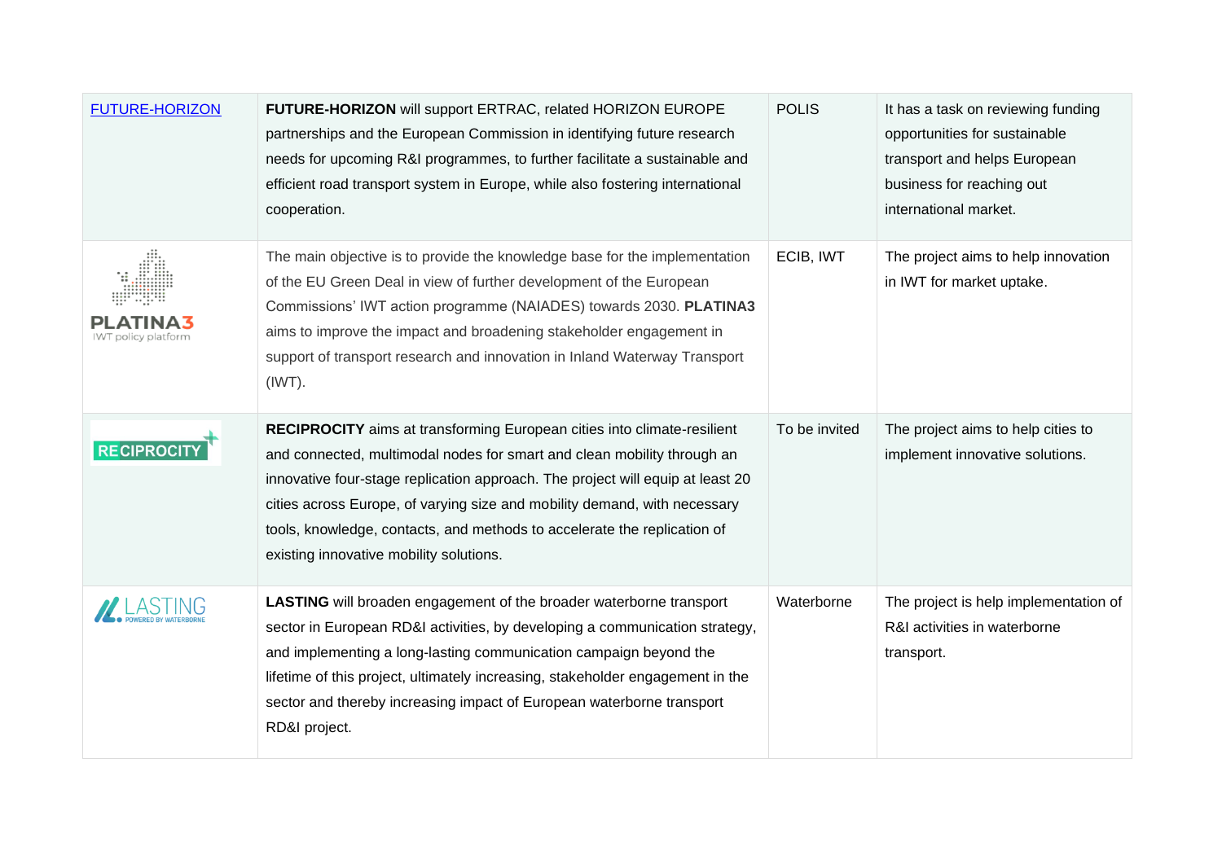| | | | |
|---|---|---|---|
| FUTURE-HORIZON | **FUTURE-HORIZON** will support ERTRAC, related HORIZON EUROPE partnerships and the European Commission in identifying future research needs for upcoming R&I programmes, to further facilitate a sustainable and efficient road transport system in Europe, while also fostering international cooperation. | POLIS | It has a task on reviewing funding opportunities for sustainable transport and helps European business for reaching out international market. |
| PLATINA3 IWT policy platform | The main objective is to provide the knowledge base for the implementation of the EU Green Deal in view of further development of the European Commissions' IWT action programme (NAIADES) towards 2030. **PLATINA3** aims to improve the impact and broadening stakeholder engagement in support of transport research and innovation in Inland Waterway Transport (IWT). | ECIB, IWT | The project aims to help innovation in IWT for market uptake. |
| RECIPROCITY | **RECIPROCITY** aims at transforming European cities into climate-resilient and connected, multimodal nodes for smart and clean mobility through an innovative four-stage replication approach. The project will equip at least 20 cities across Europe, of varying size and mobility demand, with necessary tools, knowledge, contacts, and methods to accelerate the replication of existing innovative mobility solutions. | To be invited | The project aims to help cities to implement innovative solutions. |
| LASTING POWERED BY WATERBORNE | **LASTING** will broaden engagement of the broader waterborne transport sector in European RD&I activities, by developing a communication strategy, and implementing a long-lasting communication campaign beyond the lifetime of this project, ultimately increasing, stakeholder engagement in the sector and thereby increasing impact of European waterborne transport RD&I project. | Waterborne | The project is help implementation of R&I activities in waterborne transport. |